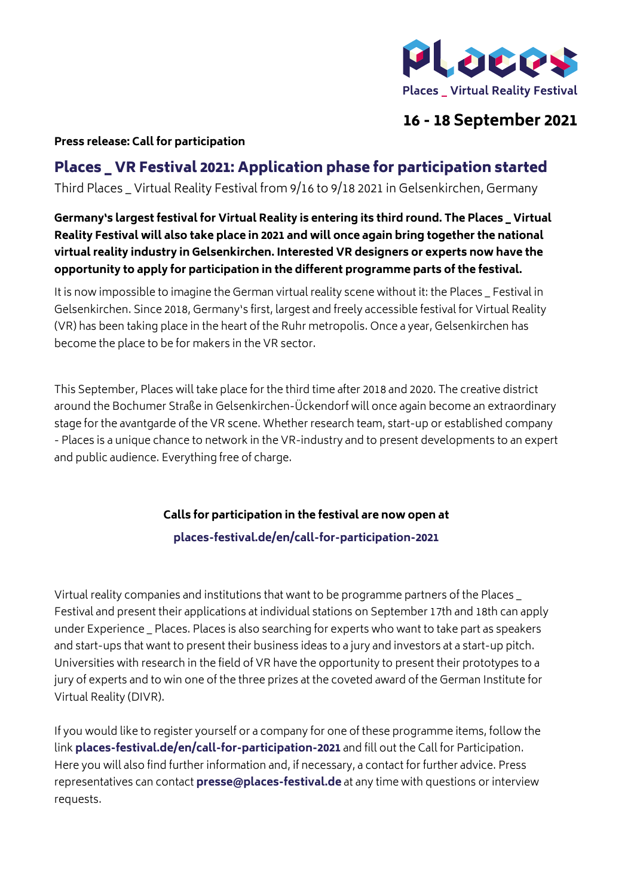Places _ Virtual Reality Festival

**16 - 18 September 2021**

**Press release: Call for participation**

## Places _ VR Festival 2021: Application phase for participation started

Third Places _ Virtual Reality Festival from 9/16 to 9/18 2021 in Gelsenkirchen, Germany

**Germany's largest festival for Virtual Reality is entering its third round. The Places _ Virtual Reality Festival will also take place in 2021 and will once again bring together the national virtual reality industry in Gelsenkirchen. Interested VR designers or experts now have the opportunity to apply for participation in the different programme parts of the festival.**

It is now impossible to imagine the German virtual reality scene without it: the Places _ Festival in Gelsenkirchen. Since 2018, Germany's first, largest and freely accessible festival for Virtual Reality (VR) has been taking place in the heart of the Ruhr metropolis. Once a year, Gelsenkirchen has become the place to be for makers in the VR sector.

This September, Places will take place for the third time after 2018 and 2020. The creative district around the Bochumer Straße in Gelsenkirchen-Ückendorf will once again become an extraordinary stage for the avantgarde of the VR scene. Whether research team, start-up or established company - Places is a unique chance to network in the VR-industry and to present developments to an expert and public audience. Everything free of charge.

**Calls for participation in the festival are now open at**

**places-festival.de/en/call-for-participation-2021**

Virtual reality companies and institutions that want to be programme partners of the Places _ Festival and present their applications at individual stations on September 17th and 18th can apply under Experience _ Places. Places is also searching for experts who want to take part as speakers and start-ups that want to present their business ideas to a jury and investors at a start-up pitch. Universities with research in the field of VR have the opportunity to present their prototypes to a jury of experts and to win one of the three prizes at the coveted award of the German Institute for Virtual Reality (DIVR).

If you would like to register yourself or a company for one of these programme items, follow the link **places-festival.de/en/call-for-participation-2021** and fill out the Call for Participation. Here you will also find further information and, if necessary, a contact for further advice. Press representatives can contact **presse@places-festival.de** at any time with questions or interview requests.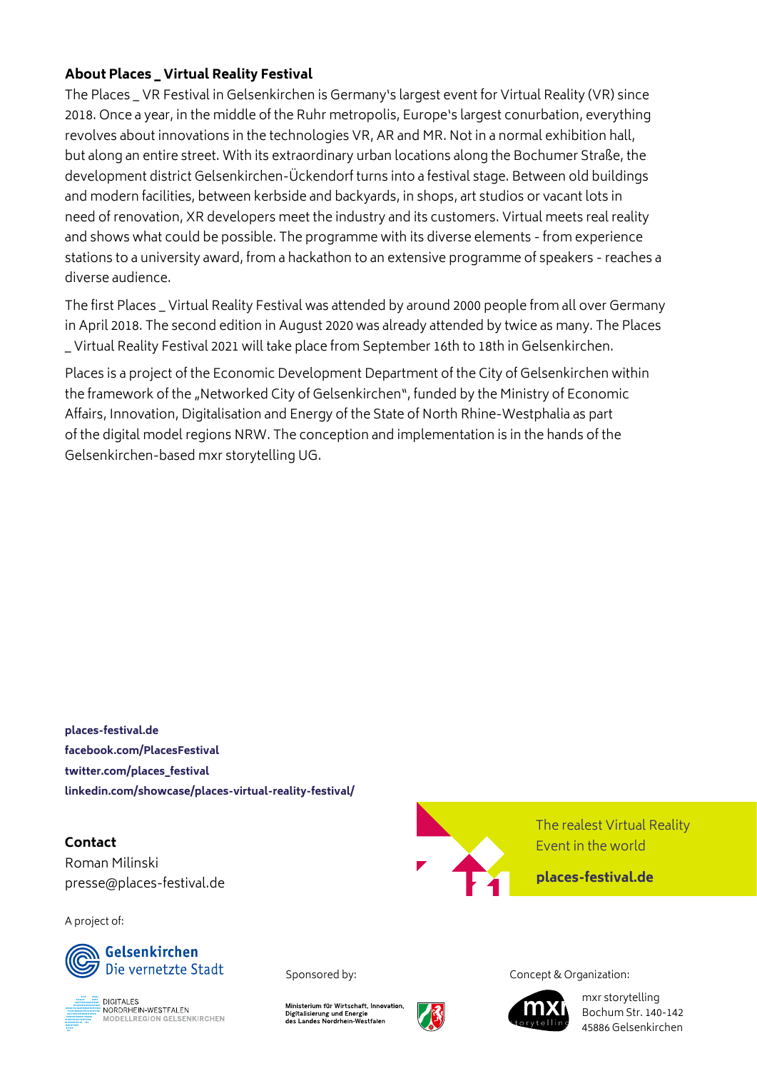### About Places _ Virtual Reality Festival

The Places _ VR Festival in Gelsenkirchen is Germany's largest event for Virtual Reality (VR) since 2018. Once a year, in the middle of the Ruhr metropolis, Europe's largest conurbation, everything revolves about innovations in the technologies VR, AR and MR. Not in a normal exhibition hall, but along an entire street. With its extraordinary urban locations along the Bochumer Straße, the development district Gelsenkirchen-Ückendorf turns into a festival stage. Between old buildings and modern facilities, between kerbside and backyards, in shops, art studios or vacant lots in need of renovation, XR developers meet the industry and its customers. Virtual meets real reality and shows what could be possible. The programme with its diverse elements - from experience stations to a university award, from a hackathon to an extensive programme of speakers - reaches a diverse audience.

The first Places _ Virtual Reality Festival was attended by around 2000 people from all over Germany in April 2018. The second edition in August 2020 was already attended by twice as many. The Places _ Virtual Reality Festival 2021 will take place from September 16th to 18th in Gelsenkirchen.

Places is a project of the Economic Development Department of the City of Gelsenkirchen within the framework of the „Networked City of Gelsenkirchen", funded by the Ministry of Economic Affairs, Innovation, Digitalisation and Energy of the State of North Rhine-Westphalia as part of the digital model regions NRW. The conception and implementation is in the hands of the Gelsenkirchen-based mxr storytelling UG.

**places-festival.de**
**facebook.com/PlacesFestival**
**twitter.com/places_festival**
**linkedin.com/showcase/places-virtual-reality-festival/**

**Contact**
Roman Milinski
presse@places-festival.de

The realest Virtual Reality Event in the world

**places-festival.de**

A project of:

Gelsenkirchen
Die vernetzte Stadt

DIGITALES NORDRHEIN-WESTFALEN
MODELLREGION GELSENKIRCHEN

Sponsored by:

Ministerium für Wirtschaft, Innovation, Digitalisierung und Energie des Landes Nordrhein-Westfalen

Concept & Organization:

mxr storytelling
Bochum Str. 140-142
45886 Gelsenkirchen